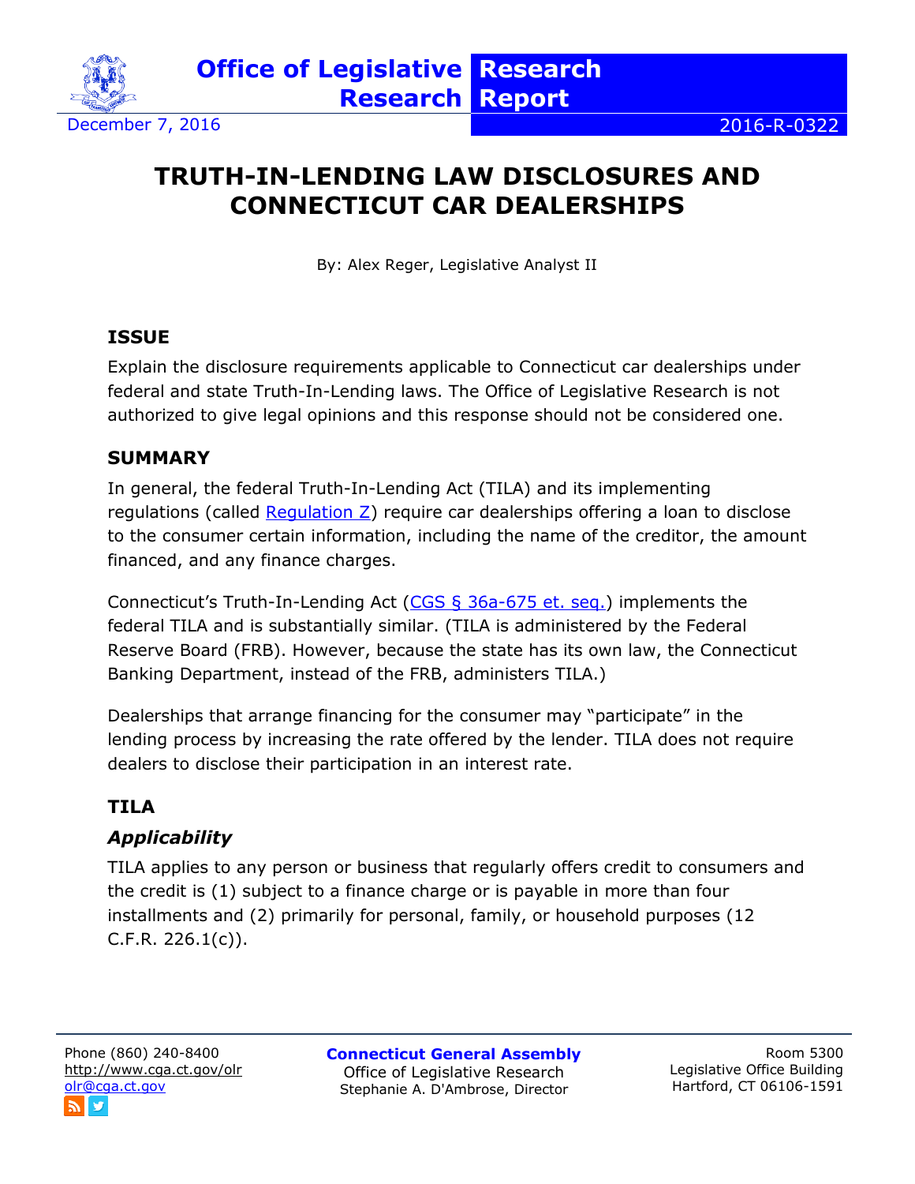Office of Legislative Research

Research Report

December 7, 2016

2016-R-0322

# TRUTH-IN-LENDING LAW DISCLOSURES AND CONNECTICUT CAR DEALERSHIPS

By: Alex Reger, Legislative Analyst II

## ISSUE

Explain the disclosure requirements applicable to Connecticut car dealerships under federal and state Truth-In-Lending laws. The Office of Legislative Research is not authorized to give legal opinions and this response should not be considered one.

## SUMMARY

In general, the federal Truth-In-Lending Act (TILA) and its implementing regulations (called Regulation Z) require car dealerships offering a loan to disclose to the consumer certain information, including the name of the creditor, the amount financed, and any finance charges.

Connecticut's Truth-In-Lending Act (CGS § 36a-675 et. seq.) implements the federal TILA and is substantially similar. (TILA is administered by the Federal Reserve Board (FRB). However, because the state has its own law, the Connecticut Banking Department, instead of the FRB, administers TILA.)

Dealerships that arrange financing for the consumer may "participate" in the lending process by increasing the rate offered by the lender. TILA does not require dealers to disclose their participation in an interest rate.

## TILA

### *Applicability*

TILA applies to any person or business that regularly offers credit to consumers and the credit is (1) subject to a finance charge or is payable in more than four installments and (2) primarily for personal, family, or household purposes (12 C.F.R. 226.1(c)).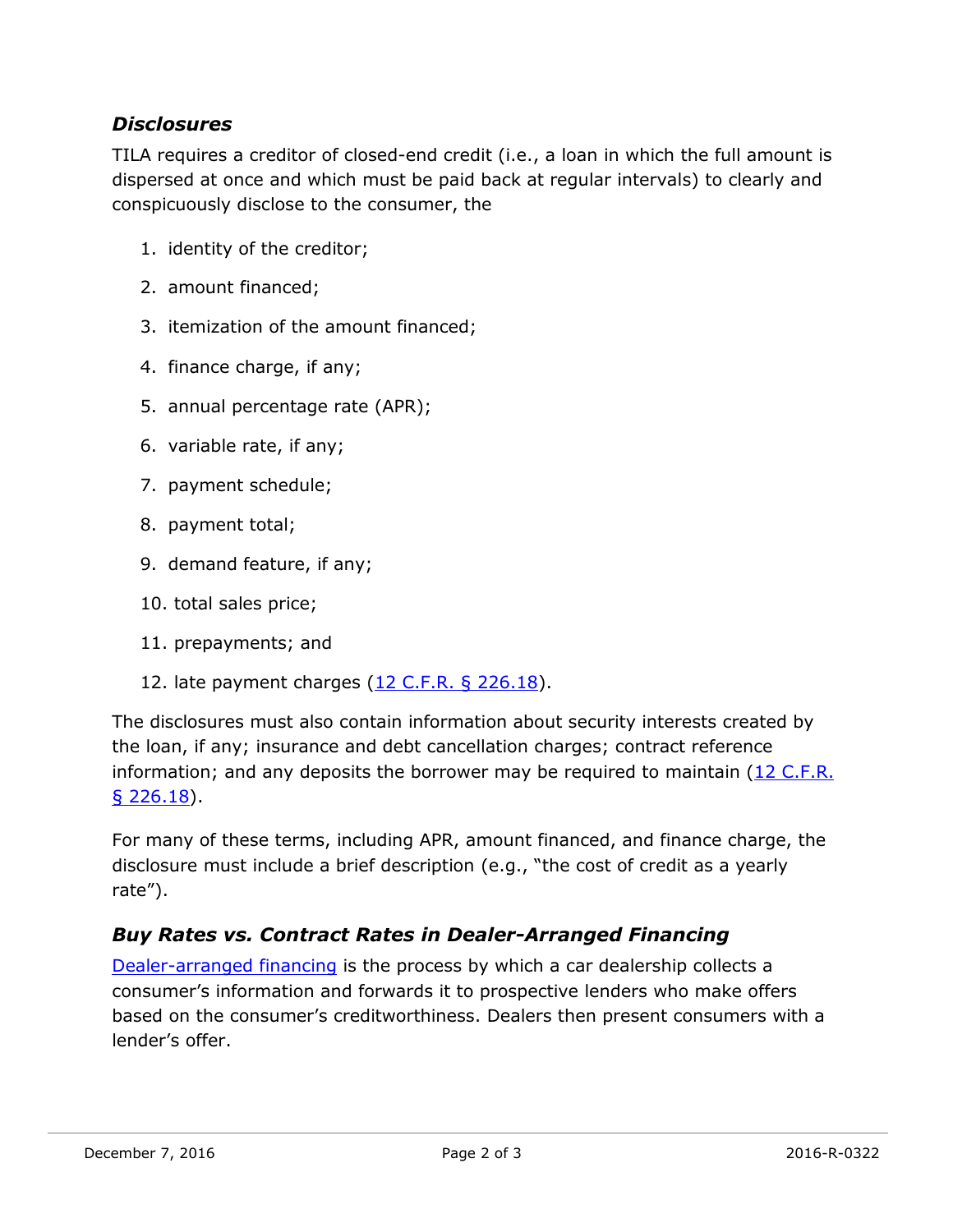### *Disclosures*

TILA requires a creditor of closed-end credit (i.e., a loan in which the full amount is dispersed at once and which must be paid back at regular intervals) to clearly and conspicuously disclose to the consumer, the

1. identity of the creditor;
2. amount financed;
3. itemization of the amount financed;
4. finance charge, if any;
5. annual percentage rate (APR);
6. variable rate, if any;
7. payment schedule;
8. payment total;
9. demand feature, if any;
10. total sales price;
11. prepayments; and
12. late payment charges (12 C.F.R. § 226.18).

The disclosures must also contain information about security interests created by the loan, if any; insurance and debt cancellation charges; contract reference information; and any deposits the borrower may be required to maintain (12 C.F.R. § 226.18).

For many of these terms, including APR, amount financed, and finance charge, the disclosure must include a brief description (e.g., "the cost of credit as a yearly rate").

### *Buy Rates vs. Contract Rates in Dealer-Arranged Financing*

Dealer-arranged financing is the process by which a car dealership collects a consumer's information and forwards it to prospective lenders who make offers based on the consumer's creditworthiness. Dealers then present consumers with a lender's offer.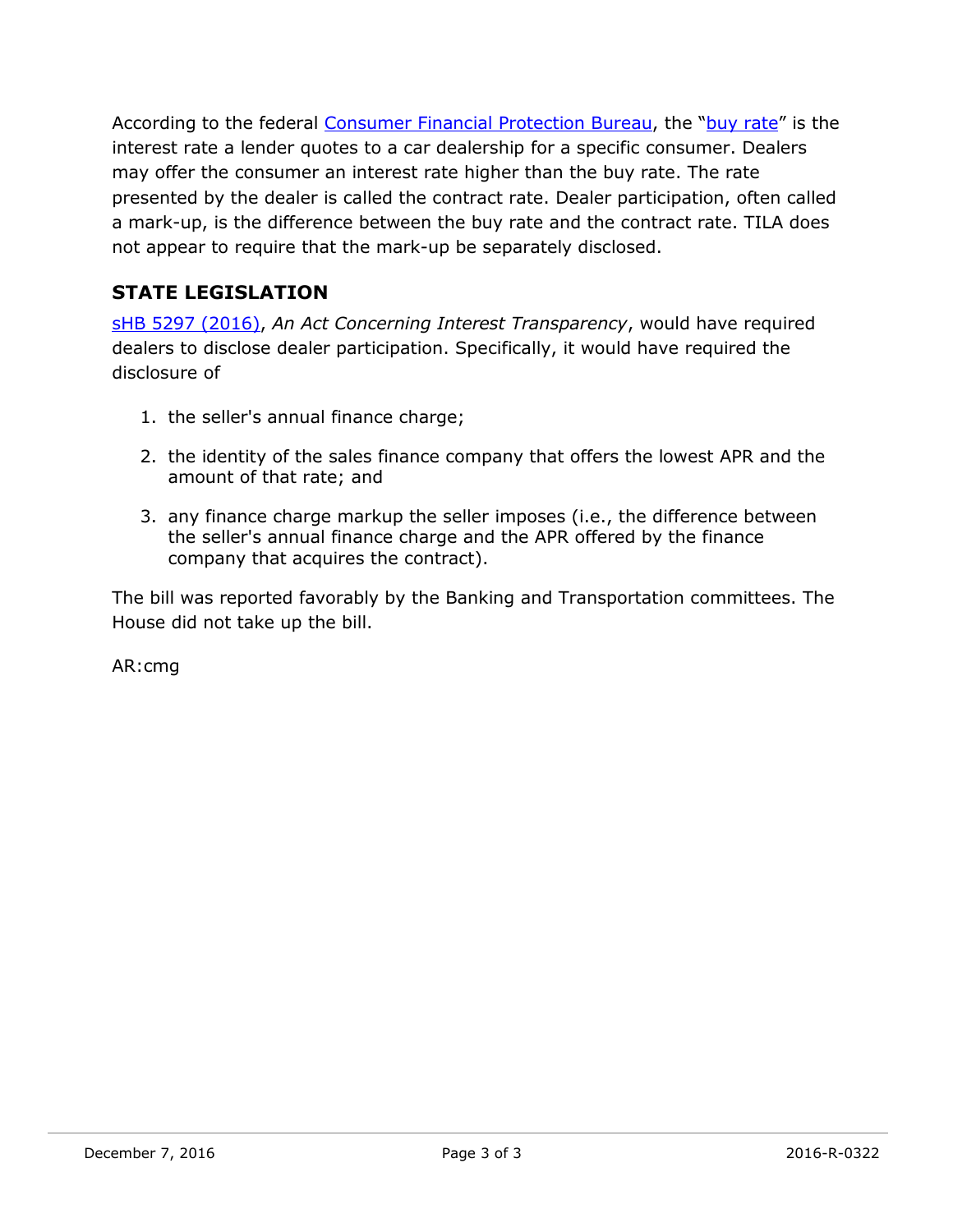According to the federal Consumer Financial Protection Bureau, the "buy rate" is the interest rate a lender quotes to a car dealership for a specific consumer. Dealers may offer the consumer an interest rate higher than the buy rate. The rate presented by the dealer is called the contract rate. Dealer participation, often called a mark-up, is the difference between the buy rate and the contract rate. TILA does not appear to require that the mark-up be separately disclosed.

## STATE LEGISLATION

sHB 5297 (2016), *An Act Concerning Interest Transparency*, would have required dealers to disclose dealer participation. Specifically, it would have required the disclosure of

1. the seller's annual finance charge;
2. the identity of the sales finance company that offers the lowest APR and the amount of that rate; and
3. any finance charge markup the seller imposes (i.e., the difference between the seller's annual finance charge and the APR offered by the finance company that acquires the contract).

The bill was reported favorably by the Banking and Transportation committees. The House did not take up the bill.

AR:cmg